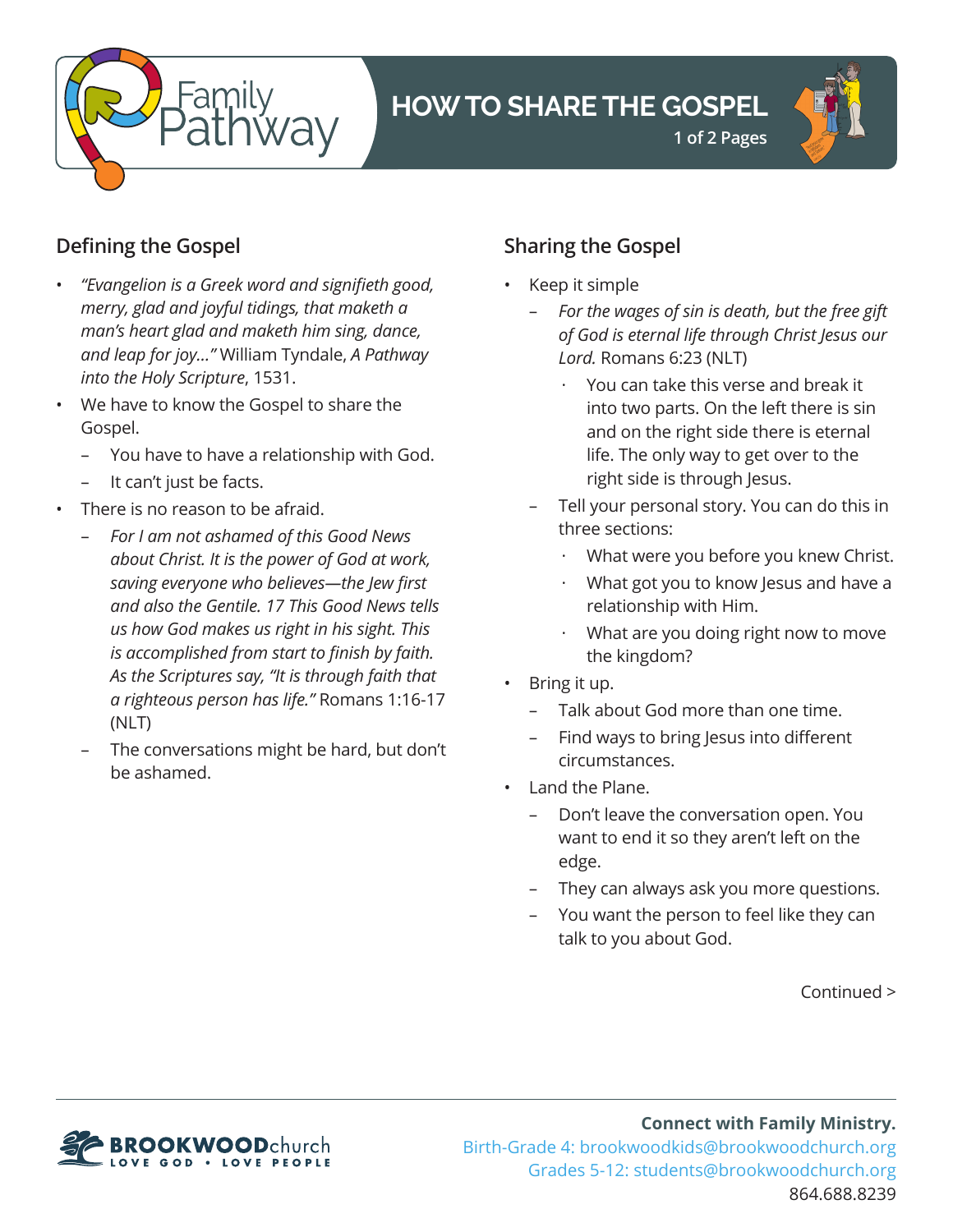# HOW TO SHARE THE GOSPEL

## Defining the Gospel

- *"Evangelion is a Greek word and signifieth good, merry, glad and joyful tidings, that maketh a man's heart glad and maketh him sing, dance, and leap for joy..."* William Tyndale, *A Pathway into the Holy Scripture*, 1531.
- We have to know the Gospel to share the Gospel.
  - You have to have a relationship with God.
  - It can't just be facts.
- There is no reason to be afraid.
  - *For I am not ashamed of this Good News about Christ. It is the power of God at work, saving everyone who believes—the Jew first and also the Gentile. 17 This Good News tells us how God makes us right in his sight. This is accomplished from start to finish by faith. As the Scriptures say, "It is through faith that a righteous person has life."* Romans 1:16-17 (NLT)
  - The conversations might be hard, but don't be ashamed.

## Sharing the Gospel

- Keep it simple
  - *For the wages of sin is death, but the free gift of God is eternal life through Christ Jesus our Lord.* Romans 6:23 (NLT)
    - You can take this verse and break it into two parts. On the left there is sin and on the right side there is eternal life. The only way to get over to the right side is through Jesus.
  - Tell your personal story. You can do this in three sections:
    - What were you before you knew Christ.
    - What got you to know Jesus and have a relationship with Him.
    - What are you doing right now to move the kingdom?
- Bring it up.
  - Talk about God more than one time.
  - Find ways to bring Jesus into different circumstances.
- Land the Plane.
  - Don't leave the conversation open. You want to end it so they aren't left on the edge.
  - They can always ask you more questions.
  - You want the person to feel like they can talk to you about God.

Continued >

**Connect with Family Ministry.**
Birth-Grade 4: brookwoodkids@brookwoodchurch.org
Grades 5-12: students@brookwoodchurch.org
864.688.8239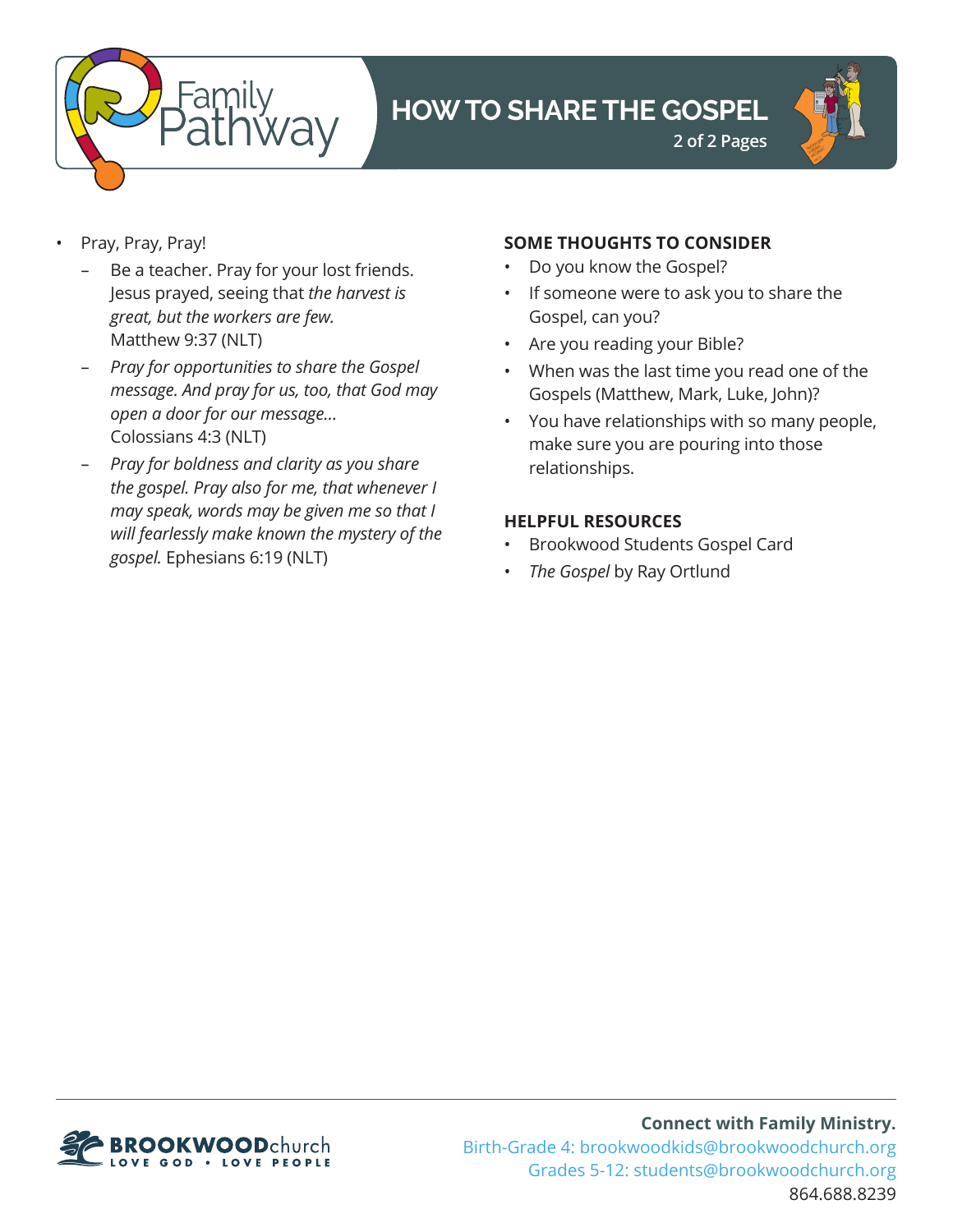- Pray, Pray, Pray!
  - Be a teacher. Pray for your lost friends. Jesus prayed, seeing that *the harvest is great, but the workers are few.* Matthew 9:37 (NLT)
  - *Pray for opportunities to share the Gospel message. And pray for us, too, that God may open a door for our message...* Colossians 4:3 (NLT)
  - *Pray for boldness and clarity as you share the gospel. Pray also for me, that whenever I may speak, words may be given me so that I will fearlessly make known the mystery of the gospel.* Ephesians 6:19 (NLT)

## SOME THOUGHTS TO CONSIDER

- Do you know the Gospel?
- If someone were to ask you to share the Gospel, can you?
- Are you reading your Bible?
- When was the last time you read one of the Gospels (Matthew, Mark, Luke, John)?
- You have relationships with so many people, make sure you are pouring into those relationships.

## HELPFUL RESOURCES

- Brookwood Students Gospel Card
- *The Gospel* by Ray Ortlund

**Connect with Family Ministry.**
Birth-Grade 4: brookwoodkids@brookwoodchurch.org
Grades 5-12: students@brookwoodchurch.org
864.688.8239